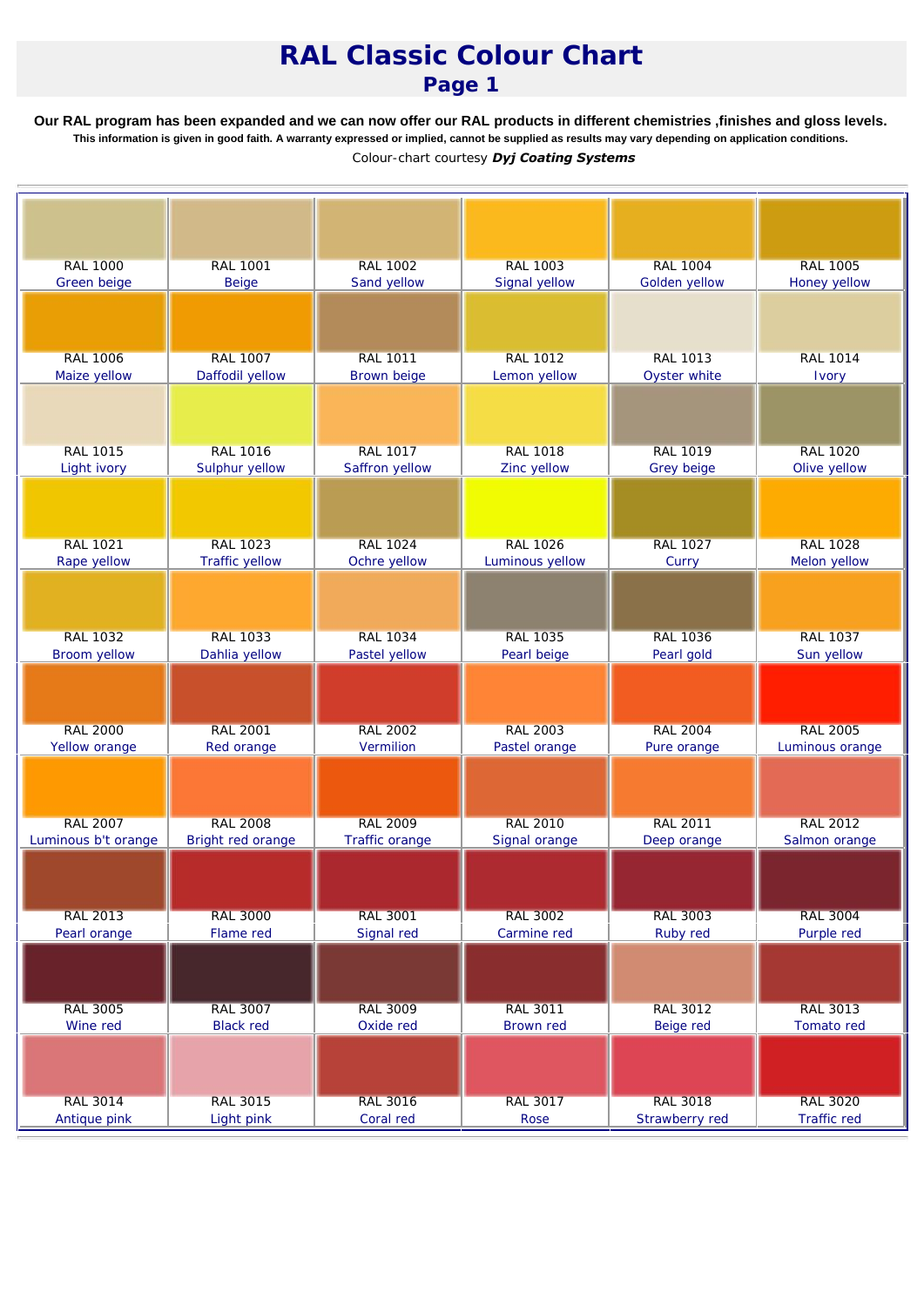# RAL Classic Colour Chart

## Page 1

**Our RAL program has been expanded and we can now offer our RAL products in different chemistries ,finishes and gloss levels.**

**This information is given in good faith. A warranty expressed or implied, cannot be supplied as results may vary depending on application conditions.**

Colour-chart courtesy ***Dyj Coating Systems***

| | | | | | |
|---|---|---|---|---|---|
| RAL 1000<br>Green beige | RAL 1001<br>Beige | RAL 1002<br>Sand yellow | RAL 1003<br>Signal yellow | RAL 1004<br>Golden yellow | RAL 1005<br>Honey yellow |
| RAL 1006<br>Maize yellow | RAL 1007<br>Daffodil yellow | RAL 1011<br>Brown beige | RAL 1012<br>Lemon yellow | RAL 1013<br>Oyster white | RAL 1014<br>Ivory |
| RAL 1015<br>Light ivory | RAL 1016<br>Sulphur yellow | RAL 1017<br>Saffron yellow | RAL 1018<br>Zinc yellow | RAL 1019<br>Grey beige | RAL 1020<br>Olive yellow |
| RAL 1021<br>Rape yellow | RAL 1023<br>Traffic yellow | RAL 1024<br>Ochre yellow | RAL 1026<br>Luminous yellow | RAL 1027<br>Curry | RAL 1028<br>Melon yellow |
| RAL 1032<br>Broom yellow | RAL 1033<br>Dahlia yellow | RAL 1034<br>Pastel yellow | RAL 1035<br>Pearl beige | RAL 1036<br>Pearl gold | RAL 1037<br>Sun yellow |
| RAL 2000<br>Yellow orange | RAL 2001<br>Red orange | RAL 2002<br>Vermilion | RAL 2003<br>Pastel orange | RAL 2004<br>Pure orange | RAL 2005<br>Luminous orange |
| RAL 2007<br>Luminous b't orange | RAL 2008<br>Bright red orange | RAL 2009<br>Traffic orange | RAL 2010<br>Signal orange | RAL 2011<br>Deep orange | RAL 2012<br>Salmon orange |
| RAL 2013<br>Pearl orange | RAL 3000<br>Flame red | RAL 3001<br>Signal red | RAL 3002<br>Carmine red | RAL 3003<br>Ruby red | RAL 3004<br>Purple red |
| RAL 3005<br>Wine red | RAL 3007<br>Black red | RAL 3009<br>Oxide red | RAL 3011<br>Brown red | RAL 3012<br>Beige red | RAL 3013<br>Tomato red |
| RAL 3014<br>Antique pink | RAL 3015<br>Light pink | RAL 3016<br>Coral red | RAL 3017<br>Rose | RAL 3018<br>Strawberry red | RAL 3020<br>Traffic red |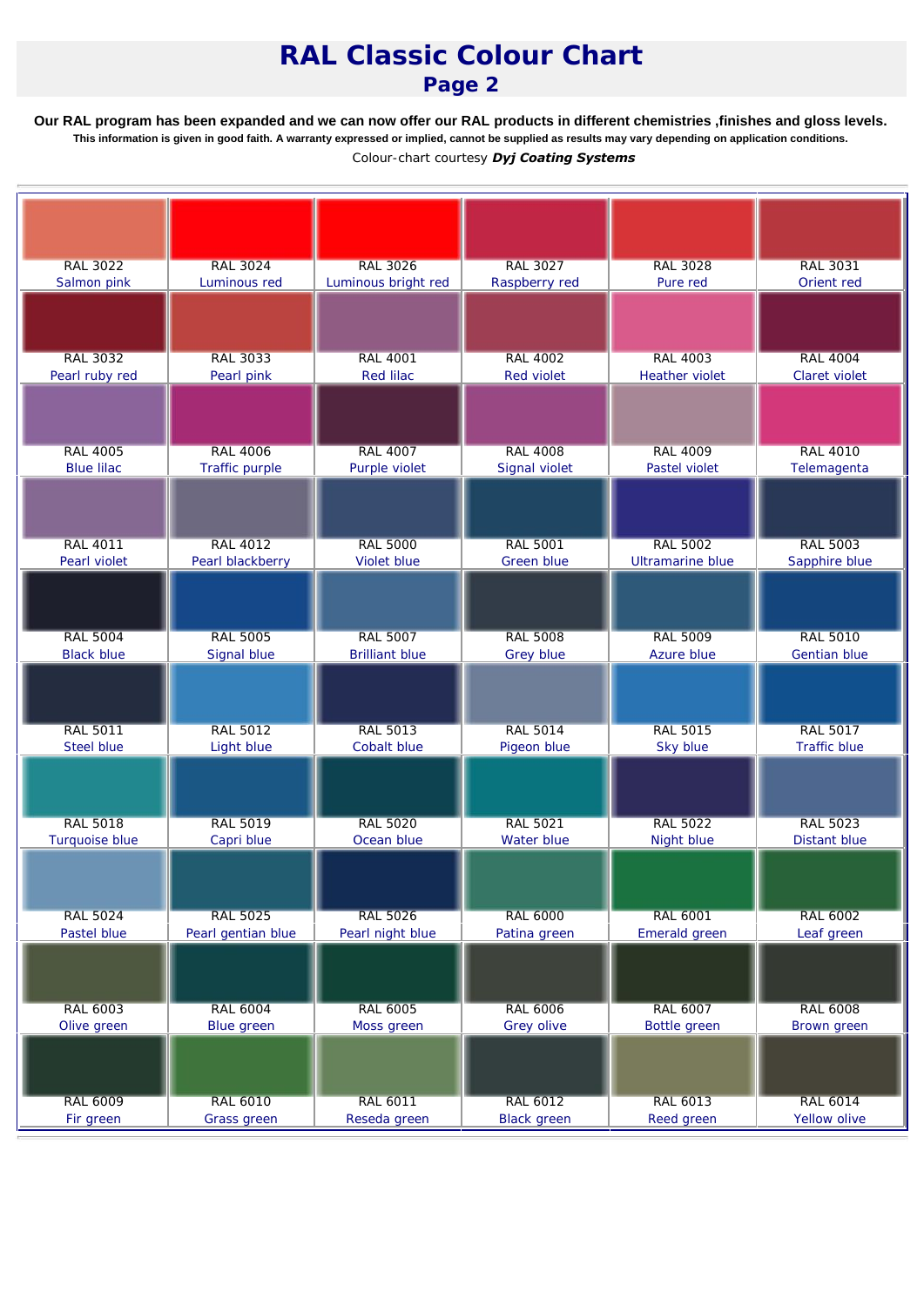# RAL Classic Colour Chart

## Page 2

**Our RAL program has been expanded and we can now offer our RAL products in different chemistries ,finishes and gloss levels.**

**This information is given in good faith. A warranty expressed or implied, cannot be supplied as results may vary depending on application conditions.**

Colour-chart courtesy ***Dyj Coating Systems***

| | | | | | |
|---|---|---|---|---|---|
| RAL 3022 Salmon pink | RAL 3024 Luminous red | RAL 3026 Luminous bright red | RAL 3027 Raspberry red | RAL 3028 Pure red | RAL 3031 Orient red |
| RAL 3032 Pearl ruby red | RAL 3033 Pearl pink | RAL 4001 Red lilac | RAL 4002 Red violet | RAL 4003 Heather violet | RAL 4004 Claret violet |
| RAL 4005 Blue lilac | RAL 4006 Traffic purple | RAL 4007 Purple violet | RAL 4008 Signal violet | RAL 4009 Pastel violet | RAL 4010 Telemagenta |
| RAL 4011 Pearl violet | RAL 4012 Pearl blackberry | RAL 5000 Violet blue | RAL 5001 Green blue | RAL 5002 Ultramarine blue | RAL 5003 Sapphire blue |
| RAL 5004 Black blue | RAL 5005 Signal blue | RAL 5007 Brilliant blue | RAL 5008 Grey blue | RAL 5009 Azure blue | RAL 5010 Gentian blue |
| RAL 5011 Steel blue | RAL 5012 Light blue | RAL 5013 Cobalt blue | RAL 5014 Pigeon blue | RAL 5015 Sky blue | RAL 5017 Traffic blue |
| RAL 5018 Turquoise blue | RAL 5019 Capri blue | RAL 5020 Ocean blue | RAL 5021 Water blue | RAL 5022 Night blue | RAL 5023 Distant blue |
| RAL 5024 Pastel blue | RAL 5025 Pearl gentian blue | RAL 5026 Pearl night blue | RAL 6000 Patina green | RAL 6001 Emerald green | RAL 6002 Leaf green |
| RAL 6003 Olive green | RAL 6004 Blue green | RAL 6005 Moss green | RAL 6006 Grey olive | RAL 6007 Bottle green | RAL 6008 Brown green |
| RAL 6009 Fir green | RAL 6010 Grass green | RAL 6011 Reseda green | RAL 6012 Black green | RAL 6013 Reed green | RAL 6014 Yellow olive |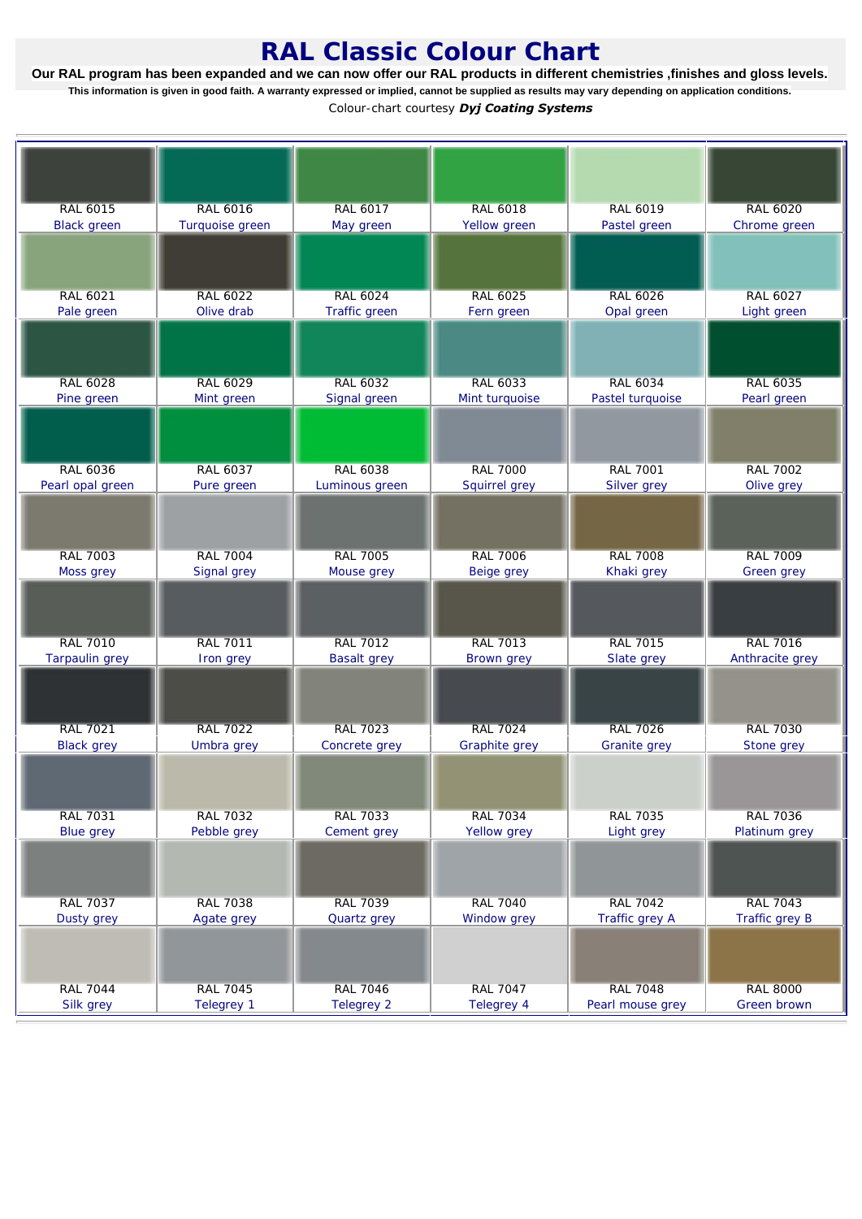# RAL Classic Colour Chart

**Our RAL program has been expanded and we can now offer our RAL products in different chemistries ,finishes and gloss levels.**

**This information is given in good faith. A warranty expressed or implied, cannot be supplied as results may vary depending on application conditions.**

Colour-chart courtesy ***Dyj Coating Systems***

| | | | | | |
|---|---|---|---|---|---|
| RAL 6015<br>Black green | RAL 6016<br>Turquoise green | RAL 6017<br>May green | RAL 6018<br>Yellow green | RAL 6019<br>Pastel green | RAL 6020<br>Chrome green |
| RAL 6021<br>Pale green | RAL 6022<br>Olive drab | RAL 6024<br>Traffic green | RAL 6025<br>Fern green | RAL 6026<br>Opal green | RAL 6027<br>Light green |
| RAL 6028<br>Pine green | RAL 6029<br>Mint green | RAL 6032<br>Signal green | RAL 6033<br>Mint turquoise | RAL 6034<br>Pastel turquoise | RAL 6035<br>Pearl green |
| RAL 6036<br>Pearl opal green | RAL 6037<br>Pure green | RAL 6038<br>Luminous green | RAL 7000<br>Squirrel grey | RAL 7001<br>Silver grey | RAL 7002<br>Olive grey |
| RAL 7003<br>Moss grey | RAL 7004<br>Signal grey | RAL 7005<br>Mouse grey | RAL 7006<br>Beige grey | RAL 7008<br>Khaki grey | RAL 7009<br>Green grey |
| RAL 7010<br>Tarpaulin grey | RAL 7011<br>Iron grey | RAL 7012<br>Basalt grey | RAL 7013<br>Brown grey | RAL 7015<br>Slate grey | RAL 7016<br>Anthracite grey |
| RAL 7021<br>Black grey | RAL 7022<br>Umbra grey | RAL 7023<br>Concrete grey | RAL 7024<br>Graphite grey | RAL 7026<br>Granite grey | RAL 7030<br>Stone grey |
| RAL 7031<br>Blue grey | RAL 7032<br>Pebble grey | RAL 7033<br>Cement grey | RAL 7034<br>Yellow grey | RAL 7035<br>Light grey | RAL 7036<br>Platinum grey |
| RAL 7037<br>Dusty grey | RAL 7038<br>Agate grey | RAL 7039<br>Quartz grey | RAL 7040<br>Window grey | RAL 7042<br>Traffic grey A | RAL 7043<br>Traffic grey B |
| RAL 7044<br>Silk grey | RAL 7045<br>Telegrey 1 | RAL 7046<br>Telegrey 2 | RAL 7047<br>Telegrey 4 | RAL 7048<br>Pearl mouse grey | RAL 8000<br>Green brown |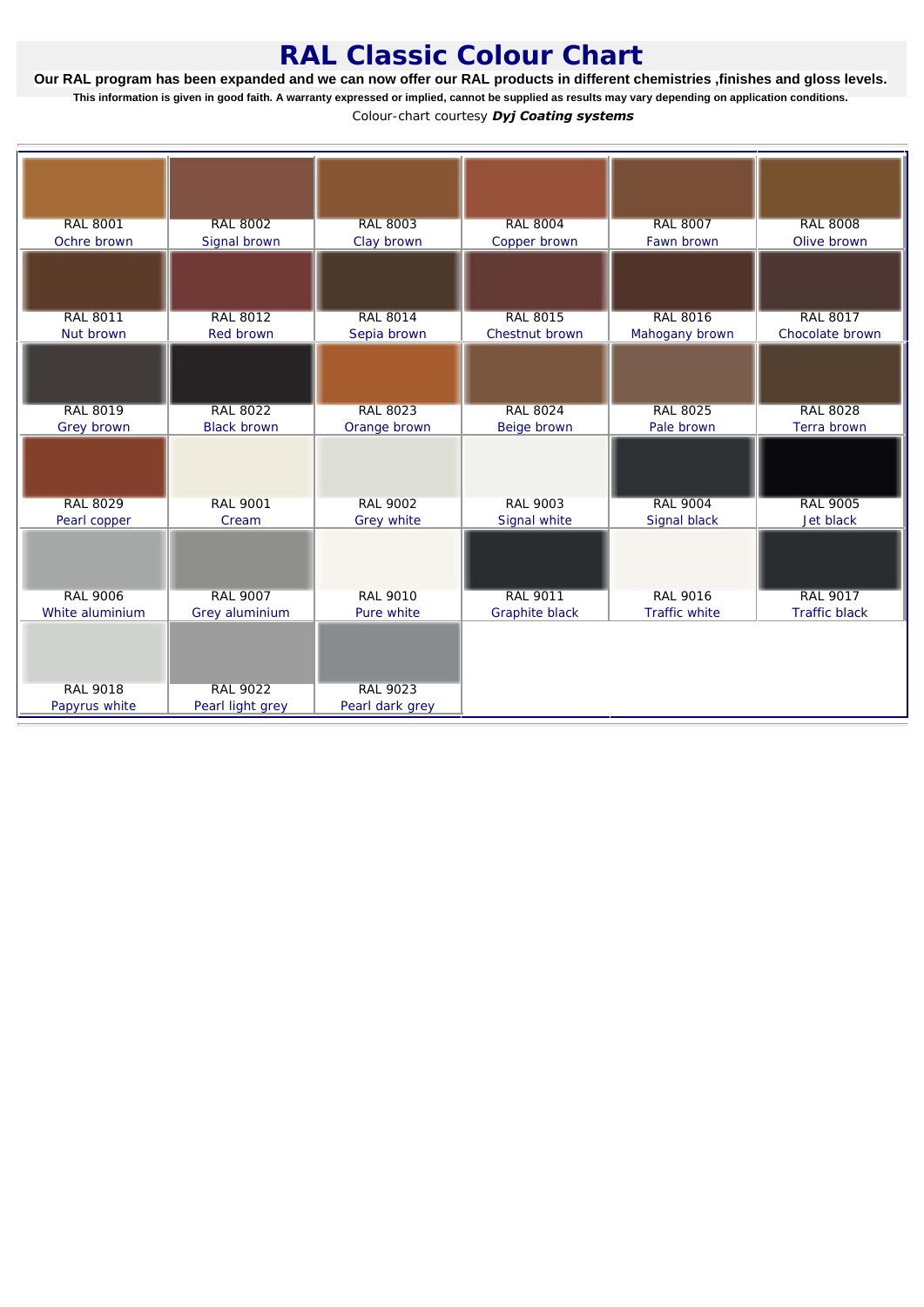# RAL Classic Colour Chart

**Our RAL program has been expanded and we can now offer our RAL products in different chemistries ,finishes and gloss levels.**

**This information is given in good faith. A warranty expressed or implied, cannot be supplied as results may vary depending on application conditions.**

Colour-chart courtesy ***Dyj Coating systems***

| | | | | | |
|---|---|---|---|---|---|
| RAL 8001<br>Ochre brown | RAL 8002<br>Signal brown | RAL 8003<br>Clay brown | RAL 8004<br>Copper brown | RAL 8007<br>Fawn brown | RAL 8008<br>Olive brown |
| RAL 8011<br>Nut brown | RAL 8012<br>Red brown | RAL 8014<br>Sepia brown | RAL 8015<br>Chestnut brown | RAL 8016<br>Mahogany brown | RAL 8017<br>Chocolate brown |
| RAL 8019<br>Grey brown | RAL 8022<br>Black brown | RAL 8023<br>Orange brown | RAL 8024<br>Beige brown | RAL 8025<br>Pale brown | RAL 8028<br>Terra brown |
| RAL 8029<br>Pearl copper | RAL 9001<br>Cream | RAL 9002<br>Grey white | RAL 9003<br>Signal white | RAL 9004<br>Signal black | RAL 9005<br>Jet black |
| RAL 9006<br>White aluminium | RAL 9007<br>Grey aluminium | RAL 9010<br>Pure white | RAL 9011<br>Graphite black | RAL 9016<br>Traffic white | RAL 9017<br>Traffic black |
| RAL 9018<br>Papyrus white | RAL 9022<br>Pearl light grey | RAL 9023<br>Pearl dark grey | | | |